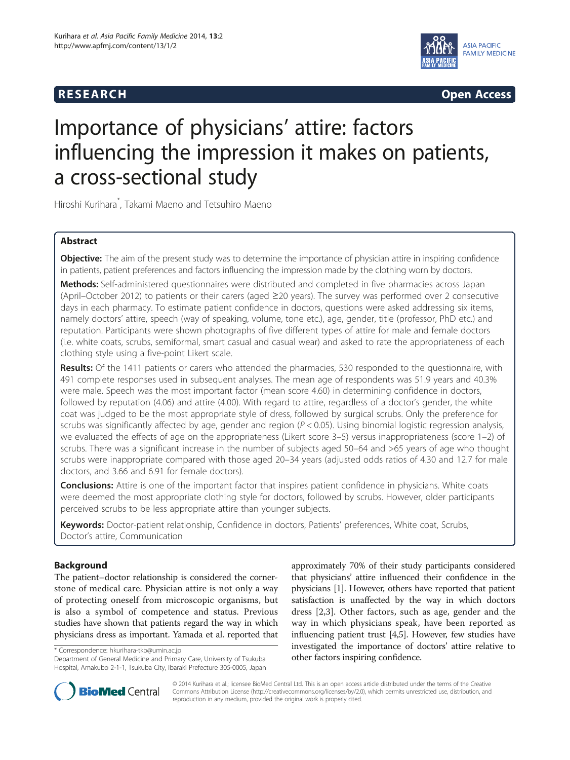RESEARCH Open Access

# Importance of physicians' attire: factors influencing the impression it makes on patients, a cross-sectional study

Hiroshi Kurihara*, Takami Maeno and Tetsuhiro Maeno

## Abstract

**Objective:** The aim of the present study was to determine the importance of physician attire in inspiring confidence in patients, patient preferences and factors influencing the impression made by the clothing worn by doctors.

**Methods:** Self-administered questionnaires were distributed and completed in five pharmacies across Japan (April–October 2012) to patients or their carers (aged ≥20 years). The survey was performed over 2 consecutive days in each pharmacy. To estimate patient confidence in doctors, questions were asked addressing six items, namely doctors' attire, speech (way of speaking, volume, tone etc.), age, gender, title (professor, PhD etc.) and reputation. Participants were shown photographs of five different types of attire for male and female doctors (i.e. white coats, scrubs, semiformal, smart casual and casual wear) and asked to rate the appropriateness of each clothing style using a five-point Likert scale.

**Results:** Of the 1411 patients or carers who attended the pharmacies, 530 responded to the questionnaire, with 491 complete responses used in subsequent analyses. The mean age of respondents was 51.9 years and 40.3% were male. Speech was the most important factor (mean score 4.60) in determining confidence in doctors, followed by reputation (4.06) and attire (4.00). With regard to attire, regardless of a doctor's gender, the white coat was judged to be the most appropriate style of dress, followed by surgical scrubs. Only the preference for scrubs was significantly affected by age, gender and region ($P < 0.05$). Using binomial logistic regression analysis, we evaluated the effects of age on the appropriateness (Likert score 3–5) versus inappropriateness (score 1–2) of scrubs. There was a significant increase in the number of subjects aged 50–64 and >65 years of age who thought scrubs were inappropriate compared with those aged 20–34 years (adjusted odds ratios of 4.30 and 12.7 for male doctors, and 3.66 and 6.91 for female doctors).

**Conclusions:** Attire is one of the important factor that inspires patient confidence in physicians. White coats were deemed the most appropriate clothing style for doctors, followed by scrubs. However, older participants perceived scrubs to be less appropriate attire than younger subjects.

**Keywords:** Doctor-patient relationship, Confidence in doctors, Patients' preferences, White coat, Scrubs, Doctor's attire, Communication

## Background

The patient–doctor relationship is considered the cornerstone of medical care. Physician attire is not only a way of protecting oneself from microscopic organisms, but is also a symbol of competence and status. Previous studies have shown that patients regard the way in which physicians dress as important. Yamada et al. reported that approximately 70% of their study participants considered that physicians' attire influenced their confidence in the physicians [1]. However, others have reported that patient satisfaction is unaffected by the way in which doctors dress [2,3]. Other factors, such as age, gender and the way in which physicians speak, have been reported as influencing patient trust [4,5]. However, few studies have investigated the importance of doctors' attire relative to other factors inspiring confidence.

* Correspondence: hkurihara-tkb@umin.ac.jp
Department of General Medicine and Primary Care, University of Tsukuba Hospital, Amakubo 2-1-1, Tsukuba City, Ibaraki Prefecture 305-0005, Japan

© 2014 Kurihara et al.; licensee BioMed Central Ltd. This is an open access article distributed under the terms of the Creative Commons Attribution License (http://creativecommons.org/licenses/by/2.0), which permits unrestricted use, distribution, and reproduction in any medium, provided the original work is properly cited.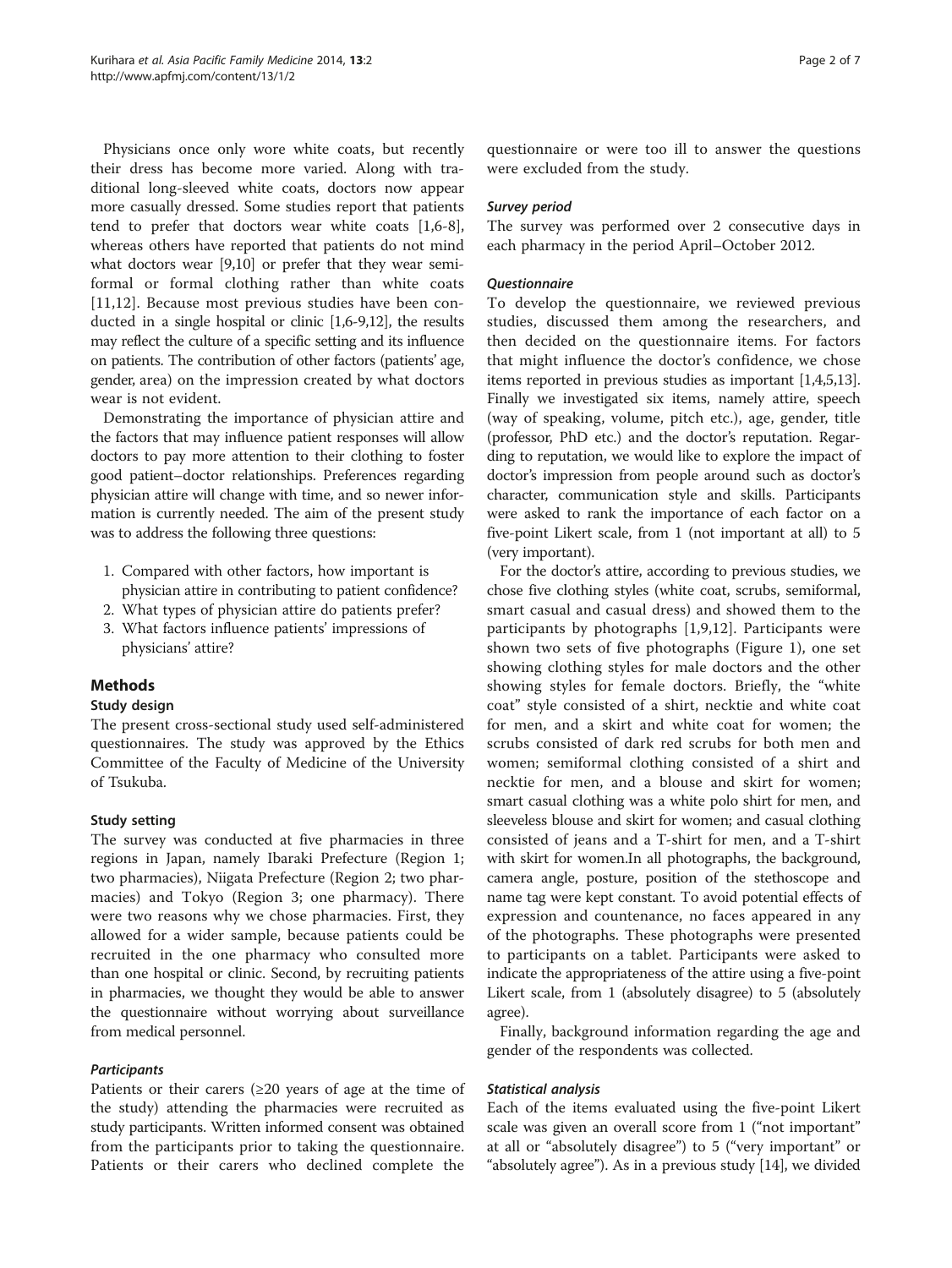Physicians once only wore white coats, but recently their dress has become more varied. Along with traditional long-sleeved white coats, doctors now appear more casually dressed. Some studies report that patients tend to prefer that doctors wear white coats [1,6-8], whereas others have reported that patients do not mind what doctors wear [9,10] or prefer that they wear semi-formal or formal clothing rather than white coats [11,12]. Because most previous studies have been conducted in a single hospital or clinic [1,6-9,12], the results may reflect the culture of a specific setting and its influence on patients. The contribution of other factors (patients' age, gender, area) on the impression created by what doctors wear is not evident.

Demonstrating the importance of physician attire and the factors that may influence patient responses will allow doctors to pay more attention to their clothing to foster good patient–doctor relationships. Preferences regarding physician attire will change with time, and so newer information is currently needed. The aim of the present study was to address the following three questions:

1. Compared with other factors, how important is physician attire in contributing to patient confidence?
2. What types of physician attire do patients prefer?
3. What factors influence patients' impressions of physicians' attire?

## Methods

### Study design

The present cross-sectional study used self-administered questionnaires. The study was approved by the Ethics Committee of the Faculty of Medicine of the University of Tsukuba.

### Study setting

The survey was conducted at five pharmacies in three regions in Japan, namely Ibaraki Prefecture (Region 1; two pharmacies), Niigata Prefecture (Region 2; two pharmacies) and Tokyo (Region 3; one pharmacy). There were two reasons why we chose pharmacies. First, they allowed for a wider sample, because patients could be recruited in the one pharmacy who consulted more than one hospital or clinic. Second, by recruiting patients in pharmacies, we thought they would be able to answer the questionnaire without worrying about surveillance from medical personnel.

#### *Participants*

Patients or their carers (≥20 years of age at the time of the study) attending the pharmacies were recruited as study participants. Written informed consent was obtained from the participants prior to taking the questionnaire. Patients or their carers who declined complete the questionnaire or were too ill to answer the questions were excluded from the study.

#### *Survey period*

The survey was performed over 2 consecutive days in each pharmacy in the period April–October 2012.

#### *Questionnaire*

To develop the questionnaire, we reviewed previous studies, discussed them among the researchers, and then decided on the questionnaire items. For factors that might influence the doctor's confidence, we chose items reported in previous studies as important [1,4,5,13]. Finally we investigated six items, namely attire, speech (way of speaking, volume, pitch etc.), age, gender, title (professor, PhD etc.) and the doctor's reputation. Regarding to reputation, we would like to explore the impact of doctor's impression from people around such as doctor's character, communication style and skills. Participants were asked to rank the importance of each factor on a five-point Likert scale, from 1 (not important at all) to 5 (very important).

For the doctor's attire, according to previous studies, we chose five clothing styles (white coat, scrubs, semiformal, smart casual and casual dress) and showed them to the participants by photographs [1,9,12]. Participants were shown two sets of five photographs (Figure 1), one set showing clothing styles for male doctors and the other showing styles for female doctors. Briefly, the "white coat" style consisted of a shirt, necktie and white coat for men, and a skirt and white coat for women; the scrubs consisted of dark red scrubs for both men and women; semiformal clothing consisted of a shirt and necktie for men, and a blouse and skirt for women; smart casual clothing was a white polo shirt for men, and sleeveless blouse and skirt for women; and casual clothing consisted of jeans and a T-shirt for men, and a T-shirt with skirt for women.In all photographs, the background, camera angle, posture, position of the stethoscope and name tag were kept constant. To avoid potential effects of expression and countenance, no faces appeared in any of the photographs. These photographs were presented to participants on a tablet. Participants were asked to indicate the appropriateness of the attire using a five-point Likert scale, from 1 (absolutely disagree) to 5 (absolutely agree).

Finally, background information regarding the age and gender of the respondents was collected.

#### *Statistical analysis*

Each of the items evaluated using the five-point Likert scale was given an overall score from 1 ("not important" at all or "absolutely disagree") to 5 ("very important" or "absolutely agree"). As in a previous study [14], we divided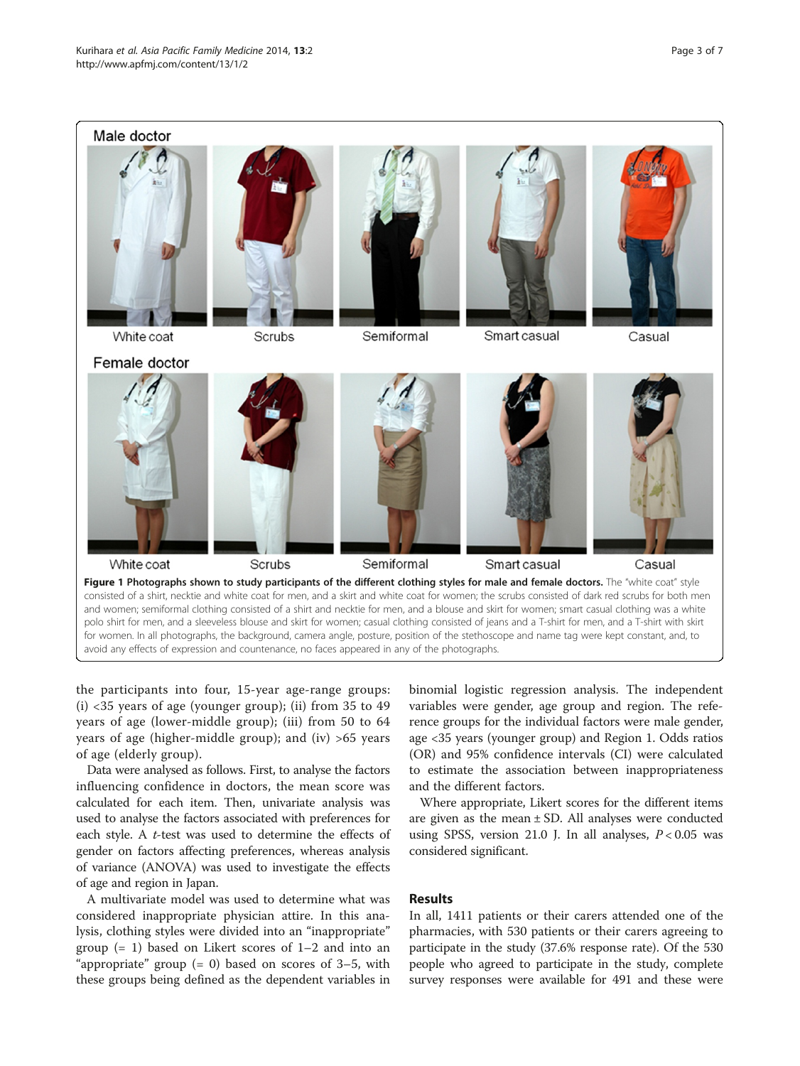**Figure 1 Photographs shown to study participants of the different clothing styles for male and female doctors.** The "white coat" style consisted of a shirt, necktie and white coat for men, and a skirt and white coat for women; the scrubs consisted of dark red scrubs for both men and women; semiformal clothing consisted of a shirt and necktie for men, and a blouse and skirt for women; smart casual clothing was a white polo shirt for men, and a sleeveless blouse and skirt for women; casual clothing consisted of jeans and a T-shirt for men, and a T-shirt with skirt for women. In all photographs, the background, camera angle, posture, position of the stethoscope and name tag were kept constant, and, to avoid any effects of expression and countenance, no faces appeared in any of the photographs.

the participants into four, 15-year age-range groups: (i) <35 years of age (younger group); (ii) from 35 to 49 years of age (lower-middle group); (iii) from 50 to 64 years of age (higher-middle group); and (iv) >65 years of age (elderly group).

Data were analysed as follows. First, to analyse the factors influencing confidence in doctors, the mean score was calculated for each item. Then, univariate analysis was used to analyse the factors associated with preferences for each style. A *t*-test was used to determine the effects of gender on factors affecting preferences, whereas analysis of variance (ANOVA) was used to investigate the effects of age and region in Japan.

A multivariate model was used to determine what was considered inappropriate physician attire. In this analysis, clothing styles were divided into an "inappropriate" group (= 1) based on Likert scores of 1–2 and into an "appropriate" group (= 0) based on scores of 3–5, with these groups being defined as the dependent variables in binomial logistic regression analysis. The independent variables were gender, age group and region. The reference groups for the individual factors were male gender, age <35 years (younger group) and Region 1. Odds ratios (OR) and 95% confidence intervals (CI) were calculated to estimate the association between inappropriateness and the different factors.

Where appropriate, Likert scores for the different items are given as the mean ± SD. All analyses were conducted using SPSS, version 21.0 J. In all analyses, $P < 0.05$ was considered significant.

## Results

In all, 1411 patients or their carers attended one of the pharmacies, with 530 patients or their carers agreeing to participate in the study (37.6% response rate). Of the 530 people who agreed to participate in the study, complete survey responses were available for 491 and these were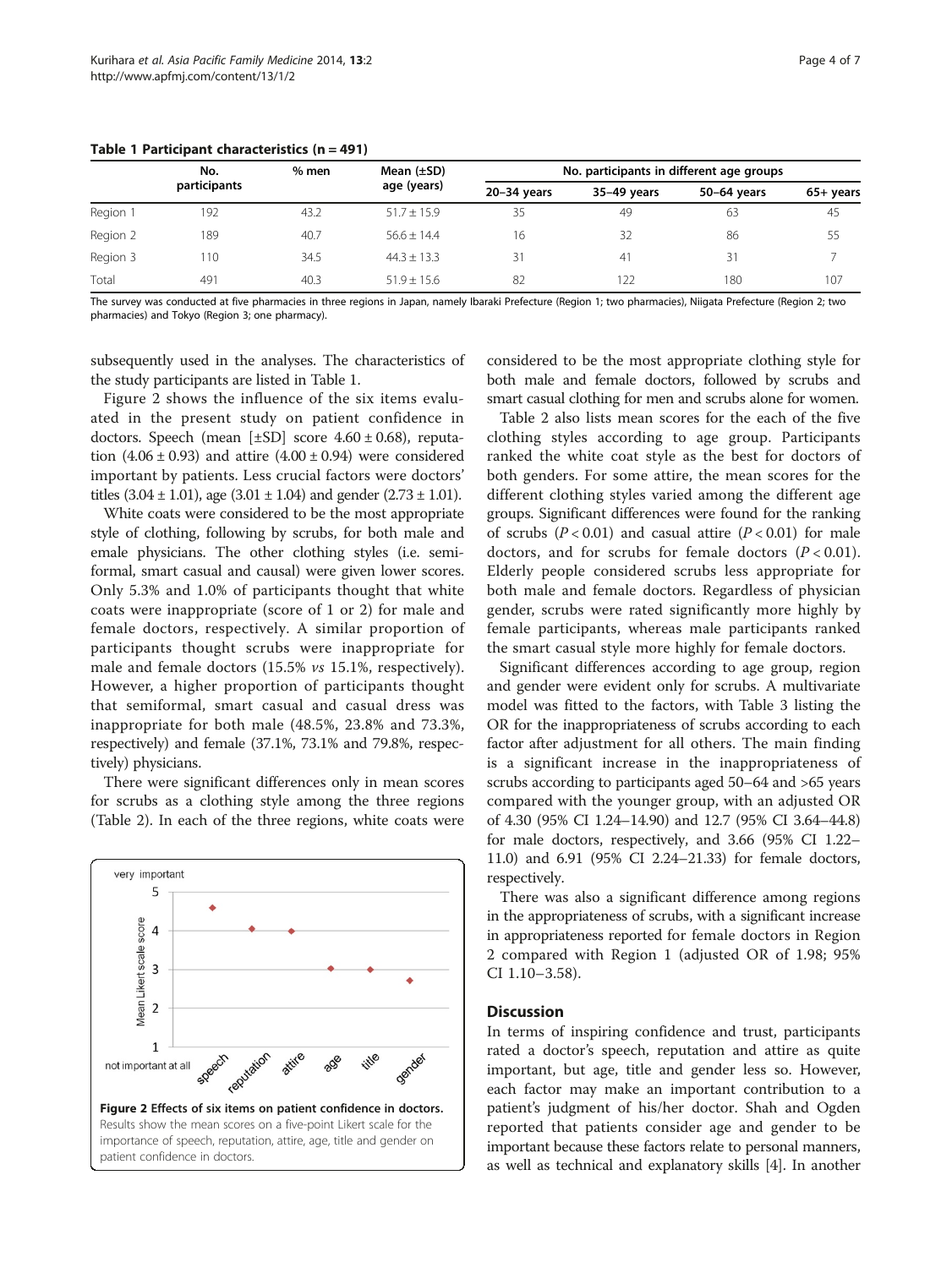**Table 1 Participant characteristics (n = 491)**

| | No. participants | % men | Mean (±SD) age (years) | No. participants in different age groups | | | |
|---|---|---|---|---|---|---|---|
| | | | | 20–34 years | 35–49 years | 50–64 years | 65+ years |
| Region 1 | 192 | 43.2 | 51.7 ± 15.9 | 35 | 49 | 63 | 45 |
| Region 2 | 189 | 40.7 | 56.6 ± 14.4 | 16 | 32 | 86 | 55 |
| Region 3 | 110 | 34.5 | 44.3 ± 13.3 | 31 | 41 | 31 | 7 |
| Total | 491 | 40.3 | 51.9 ± 15.6 | 82 | 122 | 180 | 107 |

The survey was conducted at five pharmacies in three regions in Japan, namely Ibaraki Prefecture (Region 1; two pharmacies), Niigata Prefecture (Region 2; two pharmacies) and Tokyo (Region 3; one pharmacy).

subsequently used in the analyses. The characteristics of the study participants are listed in Table 1.

Figure 2 shows the influence of the six items evaluated in the present study on patient confidence in doctors. Speech (mean [±SD] score 4.60 ± 0.68), reputation (4.06 ± 0.93) and attire (4.00 ± 0.94) were considered important by patients. Less crucial factors were doctors' titles (3.04 ± 1.01), age (3.01 ± 1.04) and gender (2.73 ± 1.01).

White coats were considered to be the most appropriate style of clothing, following by scrubs, for both male and emale physicians. The other clothing styles (i.e. semiformal, smart casual and causal) were given lower scores. Only 5.3% and 1.0% of participants thought that white coats were inappropriate (score of 1 or 2) for male and female doctors, respectively. A similar proportion of participants thought scrubs were inappropriate for male and female doctors (15.5% *vs* 15.1%, respectively). However, a higher proportion of participants thought that semiformal, smart casual and casual dress was inappropriate for both male (48.5%, 23.8% and 73.3%, respectively) and female (37.1%, 73.1% and 79.8%, respectively) physicians.

There were significant differences only in mean scores for scrubs as a clothing style among the three regions (Table 2). In each of the three regions, white coats were considered to be the most appropriate clothing style for both male and female doctors, followed by scrubs and smart casual clothing for men and scrubs alone for women.

Table 2 also lists mean scores for the each of the five clothing styles according to age group. Participants ranked the white coat style as the best for doctors of both genders. For some attire, the mean scores for the different clothing styles varied among the different age groups. Significant differences were found for the ranking of scrubs ($P < 0.01$) and casual attire ($P < 0.01$) for male doctors, and for scrubs for female doctors ($P < 0.01$). Elderly people considered scrubs less appropriate for both male and female doctors. Regardless of physician gender, scrubs were rated significantly more highly by female participants, whereas male participants ranked the smart casual style more highly for female doctors.

Significant differences according to age group, region and gender were evident only for scrubs. A multivariate model was fitted to the factors, with Table 3 listing the OR for the inappropriateness of scrubs according to each factor after adjustment for all others. The main finding is a significant increase in the inappropriateness of scrubs according to participants aged 50–64 and >65 years compared with the younger group, with an adjusted OR of 4.30 (95% CI 1.24–14.90) and 12.7 (95% CI 3.64–44.8) for male doctors, respectively, and 3.66 (95% CI 1.22–11.0) and 6.91 (95% CI 2.24–21.33) for female doctors, respectively.

There was also a significant difference among regions in the appropriateness of scrubs, with a significant increase in appropriateness reported for female doctors in Region 2 compared with Region 1 (adjusted OR of 1.98; 95% CI 1.10–3.58).

**Figure 2 Effects of six items on patient confidence in doctors.** Results show the mean scores on a five-point Likert scale for the importance of speech, reputation, attire, age, title and gender on patient confidence in doctors.

## Discussion

In terms of inspiring confidence and trust, participants rated a doctor's speech, reputation and attire as quite important, but age, title and gender less so. However, each factor may make an important contribution to a patient's judgment of his/her doctor. Shah and Ogden reported that patients consider age and gender to be important because these factors relate to personal manners, as well as technical and explanatory skills [4]. In another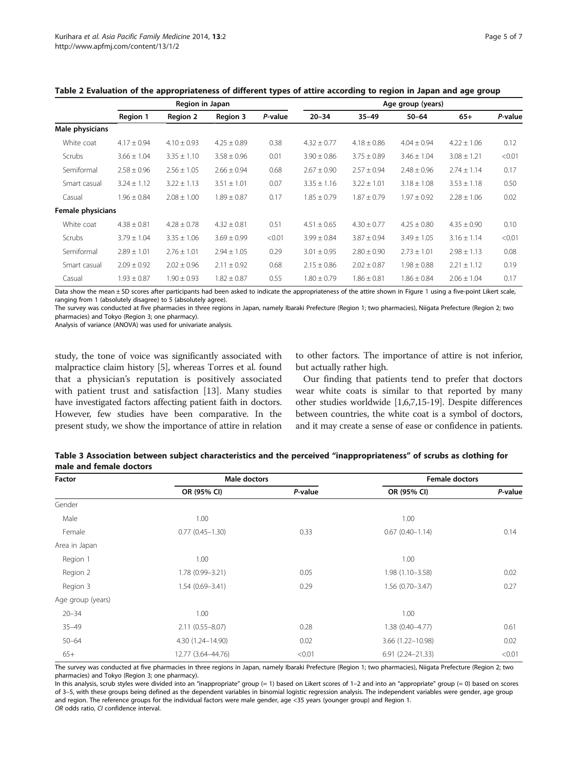**Table 2 Evaluation of the appropriateness of different types of attire according to region in Japan and age group**

| | Region in Japan | | | | Age group (years) | | | | |
|---|---|---|---|---|---|---|---|---|---|
| | Region 1 | Region 2 | Region 3 | *P*-value | 20–34 | 35–49 | 50–64 | 65+ | *P*-value |
| **Male physicians** | | | | | | | | | |
| White coat | 4.17 ± 0.94 | 4.10 ± 0.93 | 4.25 ± 0.89 | 0.38 | 4.32 ± 0.77 | 4.18 ± 0.86 | 4.04 ± 0.94 | 4.22 ± 1.06 | 0.12 |
| Scrubs | 3.66 ± 1.04 | 3.35 ± 1.10 | 3.58 ± 0.96 | 0.01 | 3.90 ± 0.86 | 3.75 ± 0.89 | 3.46 ± 1.04 | 3.08 ± 1.21 | <0.01 |
| Semiformal | 2.58 ± 0.96 | 2.56 ± 1.05 | 2.66 ± 0.94 | 0.68 | 2.67 ± 0.90 | 2.57 ± 0.94 | 2.48 ± 0.96 | 2.74 ± 1.14 | 0.17 |
| Smart casual | 3.24 ± 1.12 | 3.22 ± 1.13 | 3.51 ± 1.01 | 0.07 | 3.35 ± 1.16 | 3.22 ± 1.01 | 3.18 ± 1.08 | 3.53 ± 1.18 | 0.50 |
| Casual | 1.96 ± 0.84 | 2.08 ± 1.00 | 1.89 ± 0.87 | 0.17 | 1.85 ± 0.79 | 1.87 ± 0.79 | 1.97 ± 0.92 | 2.28 ± 1.06 | 0.02 |
| **Female physicians** | | | | | | | | | |
| White coat | 4.38 ± 0.81 | 4.28 ± 0.78 | 4.32 ± 0.81 | 0.51 | 4.51 ± 0.65 | 4.30 ± 0.77 | 4.25 ± 0.80 | 4.35 ± 0.90 | 0.10 |
| Scrubs | 3.79 ± 1.04 | 3.35 ± 1.06 | 3.69 ± 0.99 | <0.01 | 3.99 ± 0.84 | 3.87 ± 0.94 | 3.49 ± 1.05 | 3.16 ± 1.14 | <0.01 |
| Semiformal | 2.89 ± 1.01 | 2.76 ± 1.01 | 2.94 ± 1.05 | 0.29 | 3.01 ± 0.95 | 2.80 ± 0.90 | 2.73 ± 1.01 | 2.98 ± 1.13 | 0.08 |
| Smart casual | 2.09 ± 0.92 | 2.02 ± 0.96 | 2.11 ± 0.92 | 0.68 | 2.15 ± 0.86 | 2.02 ± 0.87 | 1.98 ± 0.88 | 2.21 ± 1.12 | 0.19 |
| Casual | 1.93 ± 0.87 | 1.90 ± 0.93 | 1.82 ± 0.87 | 0.55 | 1.80 ± 0.79 | 1.86 ± 0.81 | 1.86 ± 0.84 | 2.06 ± 1.04 | 0.17 |

Data show the mean ± SD scores after participants had been asked to indicate the appropriateness of the attire shown in Figure 1 using a five-point Likert scale, ranging from 1 (absolutely disagree) to 5 (absolutely agree).
The survey was conducted at five pharmacies in three regions in Japan, namely Ibaraki Prefecture (Region 1; two pharmacies), Niigata Prefecture (Region 2; two pharmacies) and Tokyo (Region 3; one pharmacy).
Analysis of variance (ANOVA) was used for univariate analysis.

study, the tone of voice was significantly associated with malpractice claim history [5], whereas Torres et al. found that a physician's reputation is positively associated with patient trust and satisfaction [13]. Many studies have investigated factors affecting patient faith in doctors. However, few studies have been comparative. In the present study, we show the importance of attire in relation to other factors. The importance of attire is not inferior, but actually rather high.

Our finding that patients tend to prefer that doctors wear white coats is similar to that reported by many other studies worldwide [1,6,7,15-19]. Despite differences between countries, the white coat is a symbol of doctors, and it may create a sense of ease or confidence in patients.

**Table 3 Association between subject characteristics and the perceived "inappropriateness" of scrubs as clothing for male and female doctors**

| Factor | Male doctors | | Female doctors | |
|---|---|---|---|---|
| | OR (95% CI) | *P*-value | OR (95% CI) | *P*-value |
| Gender | | | | |
| Male | 1.00 | | 1.00 | |
| Female | 0.77 (0.45–1.30) | 0.33 | 0.67 (0.40–1.14) | 0.14 |
| Area in Japan | | | | |
| Region 1 | 1.00 | | 1.00 | |
| Region 2 | 1.78 (0.99–3.21) | 0.05 | 1.98 (1.10–3.58) | 0.02 |
| Region 3 | 1.54 (0.69–3.41) | 0.29 | 1.56 (0.70–3.47) | 0.27 |
| Age group (years) | | | | |
| 20–34 | 1.00 | | 1.00 | |
| 35–49 | 2.11 (0.55–8.07) | 0.28 | 1.38 (0.40–4.77) | 0.61 |
| 50–64 | 4.30 (1.24–14.90) | 0.02 | 3.66 (1.22–10.98) | 0.02 |
| 65+ | 12.77 (3.64–44.76) | <0.01 | 6.91 (2.24–21.33) | <0.01 |

The survey was conducted at five pharmacies in three regions in Japan, namely Ibaraki Prefecture (Region 1; two pharmacies), Niigata Prefecture (Region 2; two pharmacies) and Tokyo (Region 3; one pharmacy).
In this analysis, scrub styles were divided into an "inappropriate" group (= 1) based on Likert scores of 1–2 and into an "appropriate" group (= 0) based on scores of 3–5, with these groups being defined as the dependent variables in binomial logistic regression analysis. The independent variables were gender, age group and region. The reference groups for the individual factors were male gender, age <35 years (younger group) and Region 1.
*OR* odds ratio, *CI* confidence interval.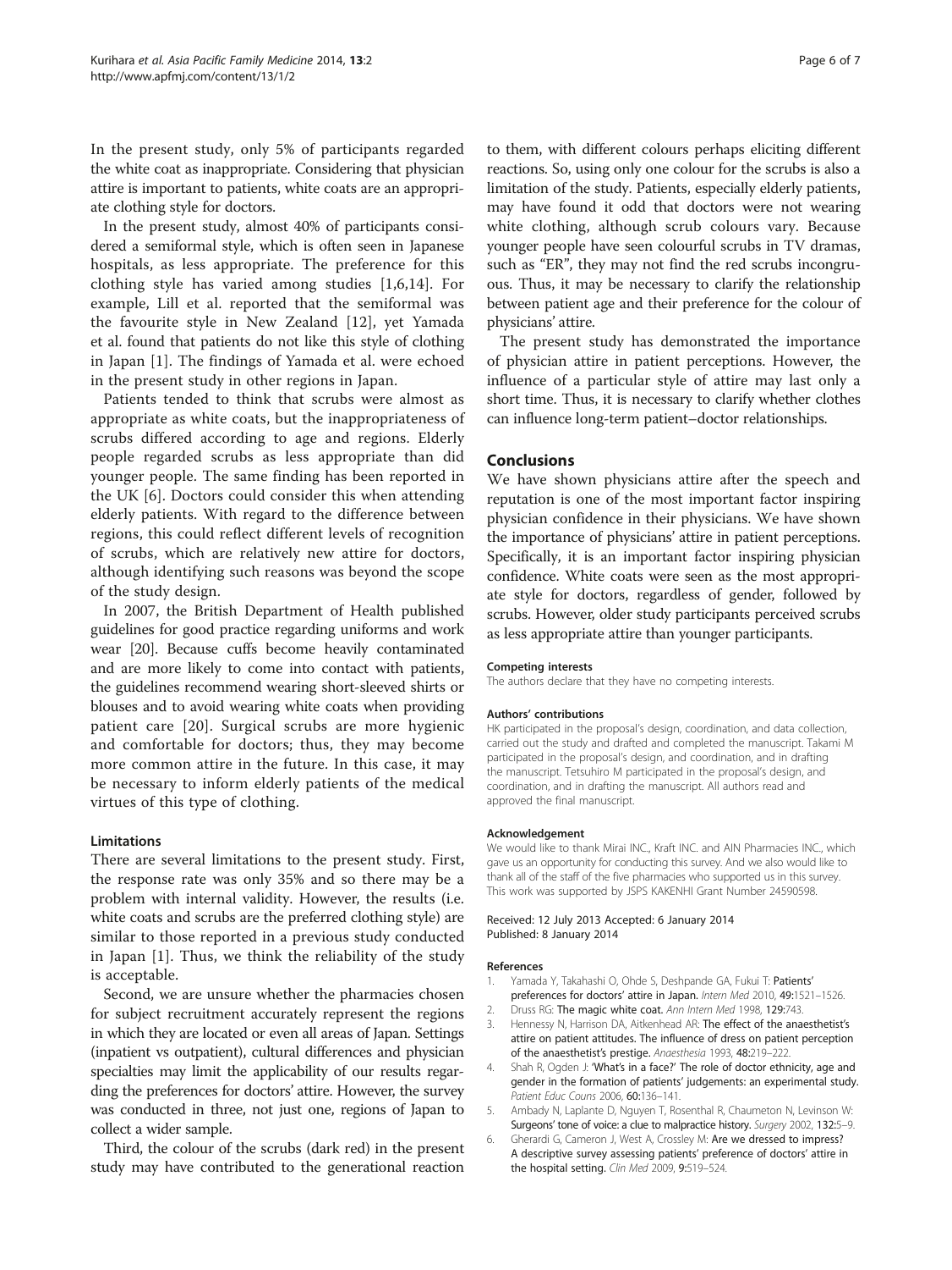In the present study, only 5% of participants regarded the white coat as inappropriate. Considering that physician attire is important to patients, white coats are an appropriate clothing style for doctors.

In the present study, almost 40% of participants considered a semiformal style, which is often seen in Japanese hospitals, as less appropriate. The preference for this clothing style has varied among studies [1,6,14]. For example, Lill et al. reported that the semiformal was the favourite style in New Zealand [12], yet Yamada et al. found that patients do not like this style of clothing in Japan [1]. The findings of Yamada et al. were echoed in the present study in other regions in Japan.

Patients tended to think that scrubs were almost as appropriate as white coats, but the inappropriateness of scrubs differed according to age and regions. Elderly people regarded scrubs as less appropriate than did younger people. The same finding has been reported in the UK [6]. Doctors could consider this when attending elderly patients. With regard to the difference between regions, this could reflect different levels of recognition of scrubs, which are relatively new attire for doctors, although identifying such reasons was beyond the scope of the study design.

In 2007, the British Department of Health published guidelines for good practice regarding uniforms and work wear [20]. Because cuffs become heavily contaminated and are more likely to come into contact with patients, the guidelines recommend wearing short-sleeved shirts or blouses and to avoid wearing white coats when providing patient care [20]. Surgical scrubs are more hygienic and comfortable for doctors; thus, they may become more common attire in the future. In this case, it may be necessary to inform elderly patients of the medical virtues of this type of clothing.

### Limitations

There are several limitations to the present study. First, the response rate was only 35% and so there may be a problem with internal validity. However, the results (i.e. white coats and scrubs are the preferred clothing style) are similar to those reported in a previous study conducted in Japan [1]. Thus, we think the reliability of the study is acceptable.

Second, we are unsure whether the pharmacies chosen for subject recruitment accurately represent the regions in which they are located or even all areas of Japan. Settings (inpatient vs outpatient), cultural differences and physician specialties may limit the applicability of our results regarding the preferences for doctors' attire. However, the survey was conducted in three, not just one, regions of Japan to collect a wider sample.

Third, the colour of the scrubs (dark red) in the present study may have contributed to the generational reaction to them, with different colours perhaps eliciting different reactions. So, using only one colour for the scrubs is also a limitation of the study. Patients, especially elderly patients, may have found it odd that doctors were not wearing white clothing, although scrub colours vary. Because younger people have seen colourful scrubs in TV dramas, such as "ER", they may not find the red scrubs incongruous. Thus, it may be necessary to clarify the relationship between patient age and their preference for the colour of physicians' attire.

The present study has demonstrated the importance of physician attire in patient perceptions. However, the influence of a particular style of attire may last only a short time. Thus, it is necessary to clarify whether clothes can influence long-term patient–doctor relationships.

## Conclusions

We have shown physicians attire after the speech and reputation is one of the most important factor inspiring physician confidence in their physicians. We have shown the importance of physicians' attire in patient perceptions. Specifically, it is an important factor inspiring physician confidence. White coats were seen as the most appropriate style for doctors, regardless of gender, followed by scrubs. However, older study participants perceived scrubs as less appropriate attire than younger participants.

#### Competing interests

The authors declare that they have no competing interests.

#### Authors' contributions

HK participated in the proposal's design, coordination, and data collection, carried out the study and drafted and completed the manuscript. Takami M participated in the proposal's design, and coordination, and in drafting the manuscript. Tetsuhiro M participated in the proposal's design, and coordination, and in drafting the manuscript. All authors read and approved the final manuscript.

#### Acknowledgement

We would like to thank Mirai INC., Kraft INC. and AIN Pharmacies INC., which gave us an opportunity for conducting this survey. And we also would like to thank all of the staff of the five pharmacies who supported us in this survey. This work was supported by JSPS KAKENHI Grant Number 24590598.

Received: 12 July 2013 Accepted: 6 January 2014
Published: 8 January 2014

#### References

1. Yamada Y, Takahashi O, Ohde S, Deshpande GA, Fukui T: **Patients' preferences for doctors' attire in Japan.** *Intern Med* 2010, **49:**1521–1526.
2. Druss RG: **The magic white coat.** *Ann Intern Med* 1998, **129:**743.
3. Hennessy N, Harrison DA, Aitkenhead AR: **The effect of the anaesthetist's attire on patient attitudes. The influence of dress on patient perception of the anaesthetist's prestige.** *Anaesthesia* 1993, **48:**219–222.
4. Shah R, Ogden J: **'What's in a face?' The role of doctor ethnicity, age and gender in the formation of patients' judgements: an experimental study.** *Patient Educ Couns* 2006, **60:**136–141.
5. Ambady N, Laplante D, Nguyen T, Rosenthal R, Chaumeton N, Levinson W: **Surgeons' tone of voice: a clue to malpractice history.** *Surgery* 2002, **132:**5–9.
6. Gherardi G, Cameron J, West A, Crossley M: **Are we dressed to impress? A descriptive survey assessing patients' preference of doctors' attire in the hospital setting.** *Clin Med* 2009, **9:**519–524.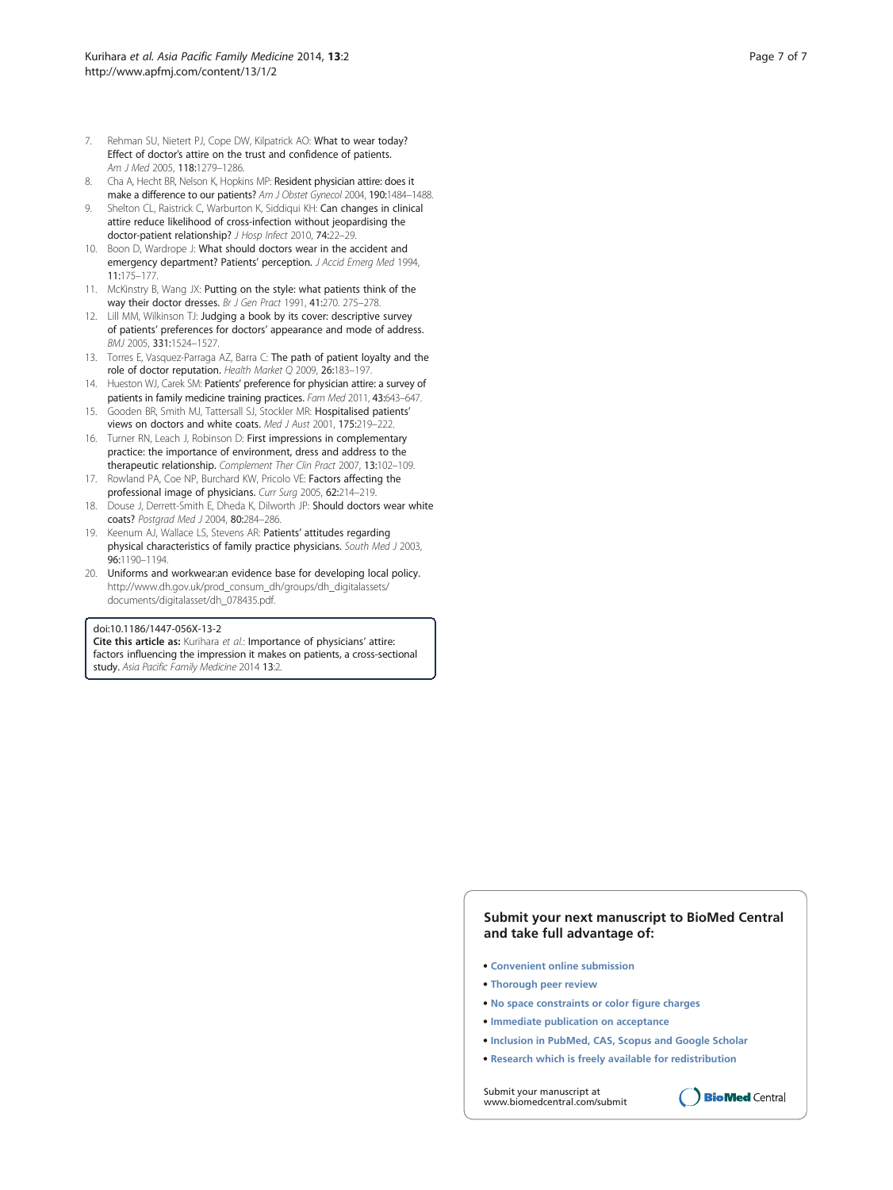7. Rehman SU, Nietert PJ, Cope DW, Kilpatrick AO: **What to wear today? Effect of doctor's attire on the trust and confidence of patients.** *Am J Med* 2005, **118:**1279–1286.
8. Cha A, Hecht BR, Nelson K, Hopkins MP: **Resident physician attire: does it make a difference to our patients?** *Am J Obstet Gynecol* 2004, **190:**1484–1488.
9. Shelton CL, Raistrick C, Warburton K, Siddiqui KH: **Can changes in clinical attire reduce likelihood of cross-infection without jeopardising the doctor-patient relationship?** *J Hosp Infect* 2010, **74:**22–29.
10. Boon D, Wardrope J: **What should doctors wear in the accident and emergency department? Patients' perception.** *J Accid Emerg Med* 1994, **11:**175–177.
11. McKinstry B, Wang JX: **Putting on the style: what patients think of the way their doctor dresses.** *Br J Gen Pract* 1991, **41:**270. 275–278.
12. Lill MM, Wilkinson TJ: **Judging a book by its cover: descriptive survey of patients' preferences for doctors' appearance and mode of address.** *BMJ* 2005, **331:**1524–1527.
13. Torres E, Vasquez-Parraga AZ, Barra C: **The path of patient loyalty and the role of doctor reputation.** *Health Market Q* 2009, **26:**183–197.
14. Hueston WJ, Carek SM: **Patients' preference for physician attire: a survey of patients in family medicine training practices.** *Fam Med* 2011, **43:**643–647.
15. Gooden BR, Smith MJ, Tattersall SJ, Stockler MR: **Hospitalised patients' views on doctors and white coats.** *Med J Aust* 2001, **175:**219–222.
16. Turner RN, Leach J, Robinson D: **First impressions in complementary practice: the importance of environment, dress and address to the therapeutic relationship.** *Complement Ther Clin Pract* 2007, **13:**102–109.
17. Rowland PA, Coe NP, Burchard KW, Pricolo VE: **Factors affecting the professional image of physicians.** *Curr Surg* 2005, **62:**214–219.
18. Douse J, Derrett-Smith E, Dheda K, Dilworth JP: **Should doctors wear white coats?** *Postgrad Med J* 2004, **80:**284–286.
19. Keenum AJ, Wallace LS, Stevens AR: **Patients' attitudes regarding physical characteristics of family practice physicians.** *South Med J* 2003, **96:**1190–1194.
20. **Uniforms and workwear:an evidence base for developing local policy.** http://www.dh.gov.uk/prod_consum_dh/groups/dh_digitalassets/documents/digitalasset/dh_078435.pdf.

doi:10.1186/1447-056X-13-2

**Cite this article as:** Kurihara *et al.*: Importance of physicians' attire: factors influencing the impression it makes on patients, a cross-sectional study. *Asia Pacific Family Medicine* 2014 **13**:2.

**Submit your next manuscript to BioMed Central and take full advantage of:**

- **Convenient online submission**
- **Thorough peer review**
- **No space constraints or color figure charges**
- **Immediate publication on acceptance**
- **Inclusion in PubMed, CAS, Scopus and Google Scholar**
- **Research which is freely available for redistribution**

Submit your manuscript at www.biomedcentral.com/submit

BioMed Central